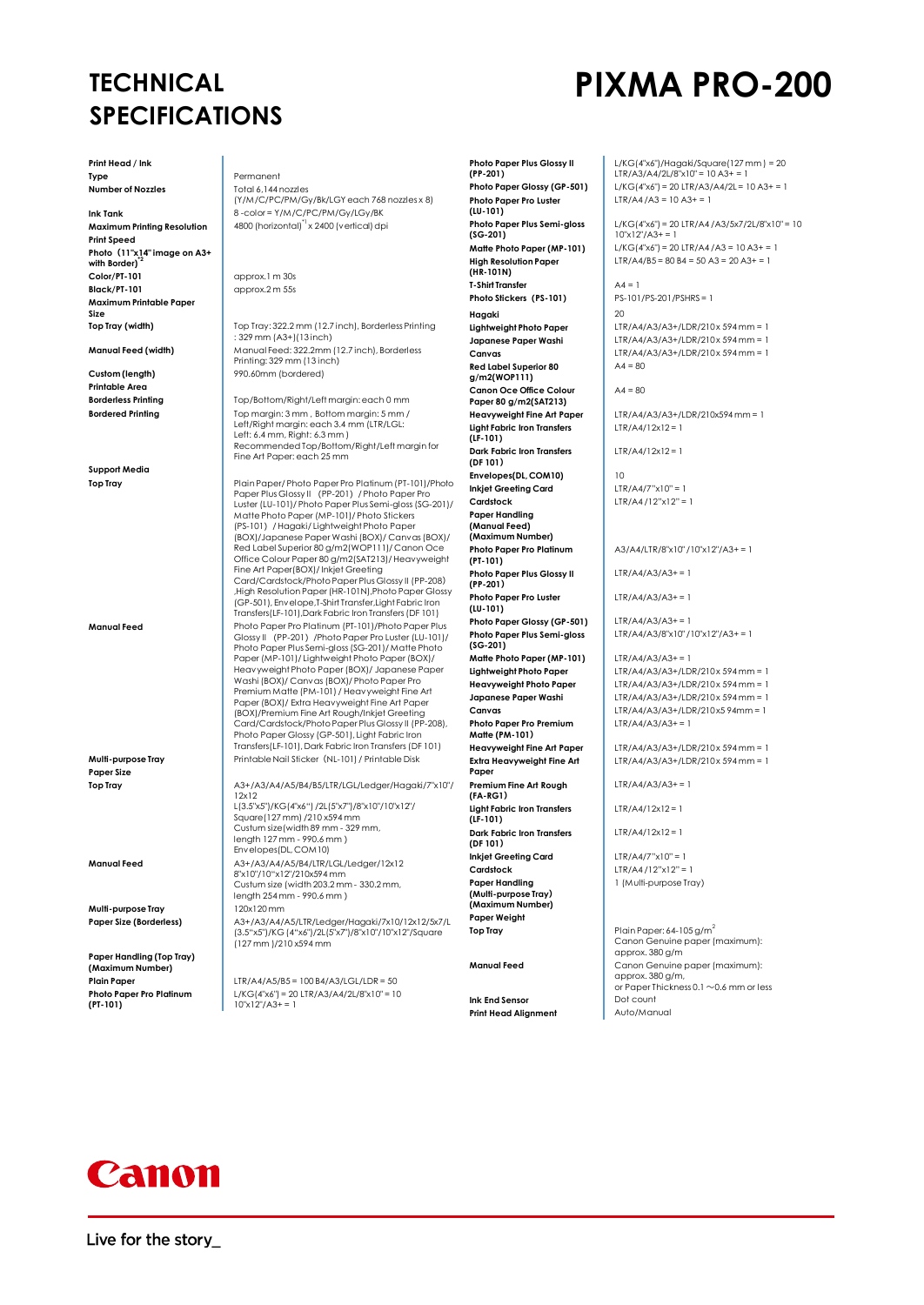# TECHNICAL SPECIFICATIONS

# PIXMA PRO-200

**Print Head / Ink**

| | |
|---|---|
| **Type** | Permanent |
| **Number of Nozzles** | Total 6,144 nozzles (Y/M/C/PC/PM/Gy/Bk/LGY each 768 nozzles x 8) |
| **Ink Tank** | 8 -color = Y/M/C/PC/PM/Gy/LGy/BK |
| **Maximum Printing Resolution** | 4800 (horizontal)[1] x 2400 (vertical) dpi |

**Print Speed**

| | |
|---|---|
| **Photo (11"x14" image on A3+ with Border)[2]** | |
| **Color/PT-101** | approx.1 m 30s |
| **Black/PT-101** | approx.2 m 55s |

**Maximum Printable Paper Size**

| | |
|---|---|
| **Top Tray (width)** | Top Tray: 322.2 mm (12.7 inch), Borderless Printing : 329 mm (A3+)(13 inch) |
| **Manual Feed (width)** | Manual Feed: 322.2mm (12.7 inch), Borderless Printing: 329 mm (13 inch) |
| **Custom (length)** | 990.60mm (bordered) |

**Printable Area**

| | |
|---|---|
| **Borderless Printing** | Top/Bottom/Right/Left margin: each 0 mm |
| **Bordered Printing** | Top margin: 3 mm , Bottom margin: 5 mm / Left/Right margin: each 3.4 mm (LTR/LGL: Left: 6.4 mm, Right: 6.3 mm ) Recommended Top/Bottom/Right/Left margin for Fine Art Paper: each 25 mm |

**Support Media**

| | |
|---|---|
| **Top Tray** | Plain Paper/ Photo Paper Pro Platinum (PT-101)/Photo Paper Plus Glossy II (PP-201) / Photo Paper Pro Luster (LU-101)/ Photo Paper Plus Semi-gloss (SG-201)/ Matte Photo Paper (MP-101)/ Photo Stickers (PS-101) / Hagaki/ Lightweight Photo Paper (BOX)/Japanese Paper Washi (BOX)/ Canvas (BOX)/ Red Label Superior 80 g/m2(WOP111)/ Canon Oce Office Colour Paper 80 g/m2(SAT213)/ Heavyweight Fine Art Paper(BOX)/ Inkjet Greeting Card/Cardstock/Photo Paper Plus Glossy II (PP-208) ,High Resolution Paper (HR-101N),Photo Paper Glossy (GP-501), Envelope,T-Shirt Transfer,Light Fabric Iron Transfers(LF-101),Dark Fabric Iron Transfers (DF 101) |
| **Manual Feed** | Photo Paper Pro Platinum (PT-101)/Photo Paper Plus Glossy II (PP-201) /Photo Paper Pro Luster (LU-101)/ Photo Paper Plus Semi-gloss (SG-201)/ Matte Photo Paper (MP-101)/ Lightweight Photo Paper (BOX)/ Heavyweight Photo Paper (BOX)/ Japanese Paper Washi (BOX)/ Canvas (BOX)/ Photo Paper Pro Premium Matte (PM-101) / Heavyweight Fine Art Paper (BOX)/ Extra Heavyweight Fine Art Paper (BOX)/Premium Fine Art Rough/Inkjet Greeting Card/Cardstock/Photo Paper Plus Glossy II (PP-208), Photo Paper Glossy (GP-501), Light Fabric Iron Transfers(LF-101), Dark Fabric Iron Transfers (DF 101) |
| **Multi-purpose Tray** | Printable Nail Sticker (NL-101) / Printable Disk |

**Paper Size**

| | |
|---|---|
| **Top Tray** | A3+/A3/A4/A5/B4/B5/LTR/LGL/Ledger/Hagaki/7"x10"/ 12x12 L(3.5"x5")/KG(4"x6") /2L(5"x7")/8"x10"/10"x12"/ Square(127 mm) /210 x594 mm Custum size(width 89 mm - 329 mm, length 127 mm - 990.6 mm ) Envelopes(DL, COM10) |
| **Manual Feed** | A3+/A3/A4/A5/B4/LTR/LGL/Ledger/12x12 8"x10"/10"x12"/210x594 mm Custum size (width 203.2 mm - 330.2 mm, length 254 mm - 990.6 mm ) |
| **Multi-purpose Tray** | 120x120 mm |
| **Paper Size (Borderless)** | A3+/A3/A4/A5/LTR/Ledger/Hagaki/7x10/12x12/5x7/L (3.5"x5")/KG (4"x6")/2L(5"x7")/8"x10"/10"x12"/Square (127 mm )/210 x594 mm |

**Paper Handling (Top Tray) (Maximum Number)**

| | |
|---|---|
| **Plain Paper** | LTR/A4/A5/B5 = 100 B4/A3/LGL/LDR = 50 |
| **Photo Paper Pro Platinum (PT-101)** | L/KG(4"x6") = 20 LTR/A3/A4/2L/8"x10" = 10 10"x12"/A3+ = 1 |
| **Photo Paper Plus Glossy II (PP-201)** | L/KG(4"x6")/Hagaki/Square(127 mm ) = 20 LTR/A3/A4/2L/8"x10" = 10 A3+ = 1 |
| **Photo Paper Glossy (GP-501)** | L/KG(4"x6") = 20 LTR/A3/A4/2L = 10 A3+ = 1 |
| **Photo Paper Pro Luster (LU-101)** | LTR/A4 /A3 = 10 A3+ = 1 |
| **Photo Paper Plus Semi-gloss (SG-201)** | L/KG(4"x6") = 20 LTR/A4 /A3/5x7/2L/8"x10" = 10 10"x12"/A3+ = 1 |
| **Matte Photo Paper (MP-101)** | L/KG(4"x6") = 20 LTR/A4 /A3 = 10 A3+ = 1 |
| **High Resolution Paper (HR-101N)** | LTR/A4/B5 = 80 B4 = 50 A3 = 20 A3+ = 1 |
| **T-Shirt Transfer** | A4 = 1 |
| **Photo Stickers (PS-101)** | PS-101/PS-201/PSHRS = 1 |
| **Hagaki** | 20 |
| **Lightweight Photo Paper** | LTR/A4/A3/A3+/LDR/210x 594 mm = 1 |
| **Japanese Paper Washi** | LTR/A4/A3/A3+/LDR/210x 594 mm = 1 |
| **Canvas** | LTR/A4/A3/A3+/LDR/210x 594 mm = 1 |
| **Red Label Superior 80 g/m2(WOP111)** | A4 = 80 |
| **Canon Oce Office Colour Paper 80 g/m2(SAT213)** | A4 = 80 |
| **Heavyweight Fine Art Paper** | LTR/A4/A3/A3+/LDR/210x594 mm = 1 |
| **Light Fabric Iron Transfers (LF-101)** | LTR/A4/12x12 = 1 |
| **Dark Fabric Iron Transfers (DF 101)** | LTR/A4/12x12 = 1 |
| **Envelopes(DL, COM10)** | 10 |
| **Inkjet Greeting Card** | LTR/A4/7"x10" = 1 |
| **Cardstock** | LTR/A4 /12"x12" = 1 |

**Paper Handling (Manual Feed) (Maximum Number)**

| | |
|---|---|
| **Photo Paper Pro Platinum (PT-101)** | A3/A4/LTR/8"x10" /10"x12"/A3+ = 1 |
| **Photo Paper Plus Glossy II (PP-201)** | LTR/A4/A3/A3+ = 1 |
| **Photo Paper Pro Luster (LU-101)** | LTR/A4/A3/A3+ = 1 |
| **Photo Paper Glossy (GP-501)** | LTR/A4/A3/A3+ = 1 |
| **Photo Paper Plus Semi-gloss (SG-201)** | LTR/A4/A3/8"x10" /10"x12"/A3+ = 1 |
| **Matte Photo Paper (MP-101)** | LTR/A4/A3/A3+ = 1 |
| **Lightweight Photo Paper** | LTR/A4/A3/A3+/LDR/210x 594 mm = 1 |
| **Heavyweight Photo Paper** | LTR/A4/A3/A3+/LDR/210x 594 mm = 1 |
| **Japanese Paper Washi** | LTR/A4/A3/A3+/LDR/210x 594 mm = 1 |
| **Canvas** | LTR/A4/A3/A3+/LDR/210x5 94mm = 1 |
| **Photo Paper Pro Premium Matte (PM-101)** | LTR/A4/A3/A3+ = 1 |
| **Heavyweight Fine Art Paper** | LTR/A4/A3/A3+/LDR/210x 594 mm = 1 |
| **Extra Heavyweight Fine Art Paper** | LTR/A4/A3/A3+/LDR/210x 594 mm = 1 |
| **Premium Fine Art Rough (FA-RG1)** | LTR/A4/A3/A3+ = 1 |
| **Light Fabric Iron Transfers (LF-101)** | LTR/A4/12x12 = 1 |
| **Dark Fabric Iron Transfers (DF 101)** | LTR/A4/12x12 = 1 |
| **Inkjet Greeting Card** | LTR/A4/7"x10" = 1 |
| **Cardstock** | LTR/A4 /12"x12" = 1 |

| | |
|---|---|
| **Paper Handling (Multi-purpose Tray) (Maximum Number)** | 1 (Multi-purpose Tray) |

**Paper Weight**

| | |
|---|---|
| **Top Tray** | Plain Paper: 64-105 g/m$^2$ Canon Genuine paper (maximum): approx. 380 g/m |
| **Manual Feed** | Canon Genuine paper (maximum): approx. 380 g/m, or Paper Thickness 0.1 ~0.6 mm or less |
| **Ink End Sensor** | Dot count |
| **Print Head Alignment** | Auto/Manual |

Canon

Live for the story_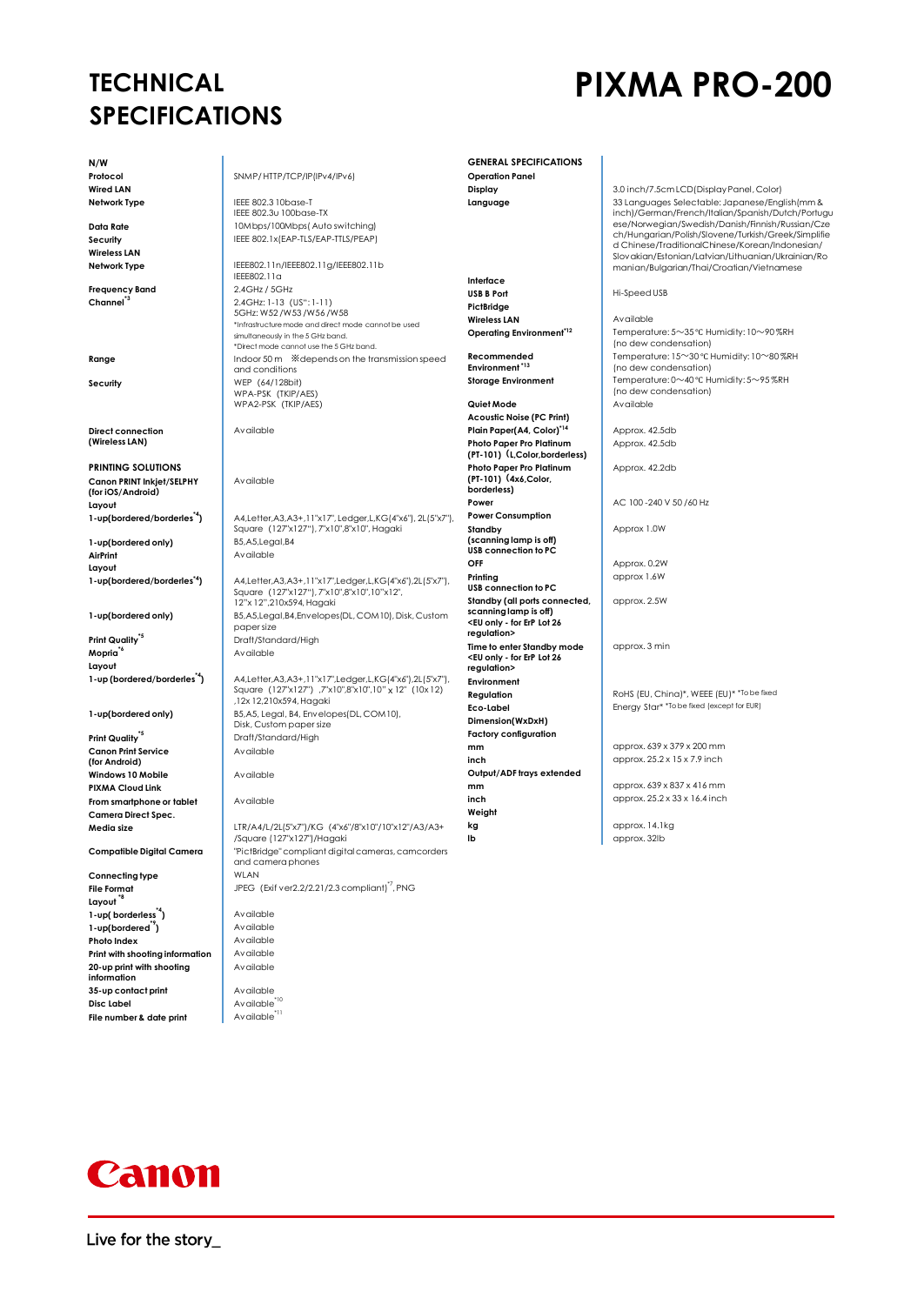# TECHNICAL SPECIFICATIONS

# PIXMA PRO-200

| | |
|---|---|
| **N/W** | |
| **Protocol** | SNMP/HTTP/TCP/IP(IPv4/IPv6) |
| **Wired LAN** | |
| **Network Type** | IEEE 802.3 10base-T<br>IEEE 802.3u 100base-TX |
| **Data Rate** | 10Mbps/100Mbps(Auto switching) |
| **Security** | IEEE 802.1x(EAP-TLS/EAP-TTLS/PEAP) |
| **Wireless LAN** | |
| **Network Type** | IEEE802.11n/IEEE802.11g/IEEE802.11b<br>IEEE802.11a |
| **Frequency Band** | 2.4GHz / 5GHz |
| **Channel**[*3] | 2.4GHz: 1-13 (US*: 1-11)<br>5GHz: W52 /W53 /W56 /W58<br>*Infrastructure mode and direct mode cannot be used simultaneously in the 5 GHz band.<br>*Direct mode cannot use the 5 GHz band. |
| **Range** | Indoor 50 m ※depends on the transmission speed and conditions |
| **Security** | WEP (64/128bit)<br>WPA-PSK (TKIP/AES)<br>WPA2-PSK (TKIP/AES) |
| **Direct connection (Wireless LAN)** | Available |
| **PRINTING SOLUTIONS** | |
| **Canon PRINT Inkjet/SELPHY (for iOS/Android)** | Available |
| **Layout** | |
| **1-up(bordered/borderles**[*4]**)** | A4,Letter,A3,A3+,11"x17", Ledger,L,KG(4"x6"), 2L(5"x7"), Square (127"x127"), 7"x10",8"x10", Hagaki |
| **1-up(bordered only)** | B5,A5,Legal,B4 |
| **AirPrint** | Available |
| **Layout** | |
| **1-up(bordered/borderles**[*4]**)** | A4,Letter,A3,A3+,11"x17",Ledger,L,KG(4"x6"),2L(5"x7"), Square (127"x127"), 7"x10",8"x10",10"x12", 12"x 12",210x594, Hagaki |
| **1-up(bordered only)** | B5,A5,Legal,B4,Envelopes(DL, COM10), Disk, Custom paper size |
| **Print Quality**[*5] | Draft/Standard/High |
| **Mopria**[*6] | Available |
| **Layout** | |
| **1-up (bordered/borderles**[*4]**)** | A4,Letter,A3,A3+,11"x17",Ledger,L,KG(4"x6"),2L(5"x7"), Square (127"x127") ,7"x10",8"x10",10" x 12" (10x12) ,12x 12,210x594, Hagaki |
| **1-up(bordered only)** | B5,A5, Legal, B4, Envelopes(DL, COM10), Disk, Custom paper size |
| **Print Quality**[*5] | Draft/Standard/High |
| **Canon Print Service (for Android)** | Available |
| **Windows 10 Mobile** | Available |
| **PIXMA Cloud Link** | |
| **From smartphone or tablet** | Available |
| **Camera Direct Spec.** | |
| **Media size** | LTR/A4/L/2L(5"x7")/KG (4"x6"/8"x10"/10"x12"/A3/A3+ /Square (127"x127")/Hagaki |
| **Compatible Digital Camera** | "PictBridge" compliant digital cameras, camcorders and camera phones |
| **Connecting type** | WLAN |
| **File Format** | JPEG (Exif ver2.2/2.21/2.3 compliant)[*7], PNG |
| **Layout**[*8] | |
| **1-up( borderless**[*4]**)** | Available |
| **1-up(bordered**[*9]**)** | Available |
| **Photo Index** | Available |
| **Print with shooting information** | Available |
| **20-up print with shooting information** | Available |
| **35-up contact print** | Available |
| **Disc Label** | Available[*10] |
| **File number & date print** | Available[*11] |

| | |
|---|---|
| **GENERAL SPECIFICATIONS** | |
| **Operation Panel** | |
| **Display** | 3.0 inch/7.5cm LCD(Display Panel, Color) |
| **Language** | 33 Languages Selectable: Japanese/English(mm & inch)/German/French/Italian/Spanish/Dutch/Portuguese/Norwegian/Swedish/Danish/Finnish/Russian/Czech/Hungarian/Polish/Slovene/Turkish/Greek/Simplified Chinese/TraditionalChinese/Korean/Indonesian/Slovakian/Estonian/Latvian/Lithuanian/Ukrainian/Romanian/Bulgarian/Thai/Croatian/Vietnamese |
| **Interface** | |
| **USB B Port** | Hi-Speed USB |
| **PictBridge** | |
| **Wireless LAN** | Available |
| **Operating Environment**[*12] | Temperature: 5～35℃ Humidity: 10～90 %RH (no dew condensation) |
| **Recommended Environment**[*13] | Temperature: 15～30℃ Humidity: 10～80 %RH (no dew condensation) |
| **Storage Environment** | Temperature: 0～40℃ Humidity: 5～95 %RH (no dew condensation) |
| **Quiet Mode** | Available |
| **Acoustic Noise (PC Print)** | |
| **Plain Paper(A4, Color)**[*14] | Approx. 42.5db |
| **Photo Paper Pro Platinum (PT-101) (L,Color,borderless)** | Approx. 42.5db |
| **Photo Paper Pro Platinum (PT-101) (4x6,Color, borderless)** | Approx. 42.2db |
| **Power** | AC 100 -240 V 50 /60 Hz |
| **Power Consumption** | |
| **Standby (scanning lamp is off) USB connection to PC** | Approx 1.0W |
| **OFF** | Approx. 0.2W |
| **Printing USB connection to PC** | approx 1.6W |
| **Standby (all ports connected, scanning lamp is off) <EU only - for ErP Lot 26 regulation>** | approx. 2.5W |
| **Time to enter Standby mode <EU only - for ErP Lot 26 regulation>** | approx. 3 min |
| **Environment** | |
| **Regulation** | RoHS (EU, China)*, WEEE (EU)* *To be fixed |
| **Eco-Label** | Energy Star* *To be fixed (except for EUR) |
| **Dimension(WxDxH)** | |
| **Factory configuration** | |
| **mm** | approx. 639 x 379 x 200 mm |
| **inch** | approx. 25.2 x 15 x 7.9 inch |
| **Output/ADF trays extended** | |
| **mm** | approx. 639 x 837 x 416 mm |
| **inch** | approx. 25.2 x 33 x 16.4 inch |
| **Weight** | |
| **kg** | approx. 14.1kg |
| **lb** | approx. 32lb |

Live for the story_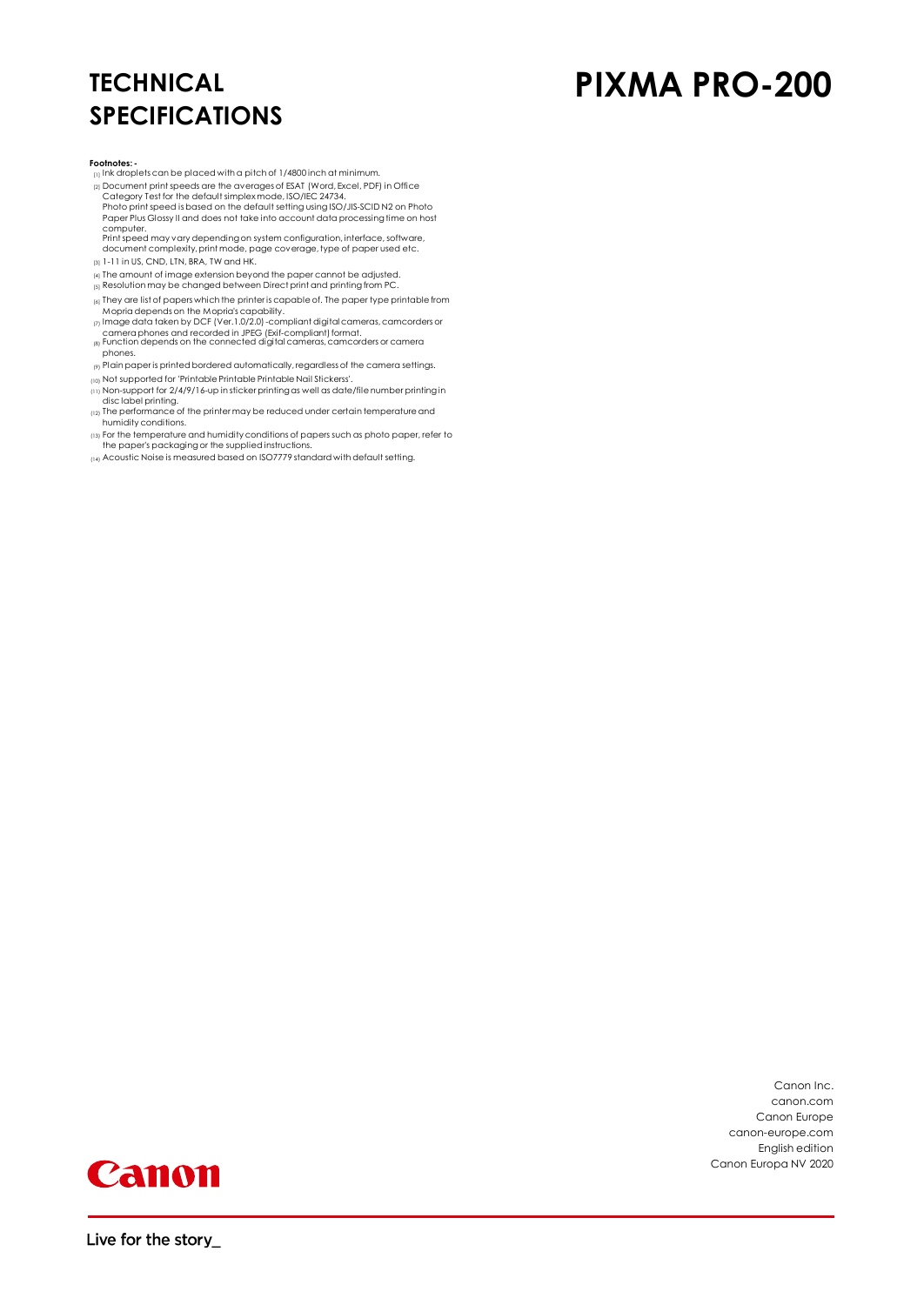# TECHNICAL SPECIFICATIONS

# PIXMA PRO-200

**Footnotes: -**

[1] Ink droplets can be placed with a pitch of 1/4800 inch at minimum.

[2] Document print speeds are the averages of ESAT (Word, Excel, PDF) in Office Category Test for the default simplex mode, ISO/IEC 24734.
Photo print speed is based on the default setting using ISO/JIS-SCID N2 on Photo Paper Plus Glossy II and does not take into account data processing time on host computer.
Print speed may vary depending on system configuration, interface, software, document complexity, print mode, page coverage, type of paper used etc.

[3] 1-11 in US, CND, LTN, BRA, TW and HK.

[4] The amount of image extension beyond the paper cannot be adjusted.

[5] Resolution may be changed between Direct print and printing from PC.

[6] They are list of papers which the printer is capable of. The paper type printable from Mopria depends on the Mopria's capability.

[7] Image data taken by DCF (Ver.1.0/2.0) -compliant digital cameras, camcorders or camera phones and recorded in JPEG (Exif-compliant) format.

[8] Function depends on the connected digital cameras, camcorders or camera phones.

[9] Plain paper is printed bordered automatically, regardless of the camera settings.

[10] Not supported for 'Printable Printable Printable Nail Stickerss'.

[11] Non-support for 2/4/9/16-up in sticker printing as well as date/file number printing in disc label printing.

[12] The performance of the printer may be reduced under certain temperature and humidity conditions.

[13] For the temperature and humidity conditions of papers such as photo paper, refer to the paper's packaging or the supplied instructions.

[14] Acoustic Noise is measured based on ISO7779 standard with default setting.

Canon Inc.
canon.com
Canon Europe
canon-europe.com
English edition
Canon Europa NV 2020

Canon

Live for the story_